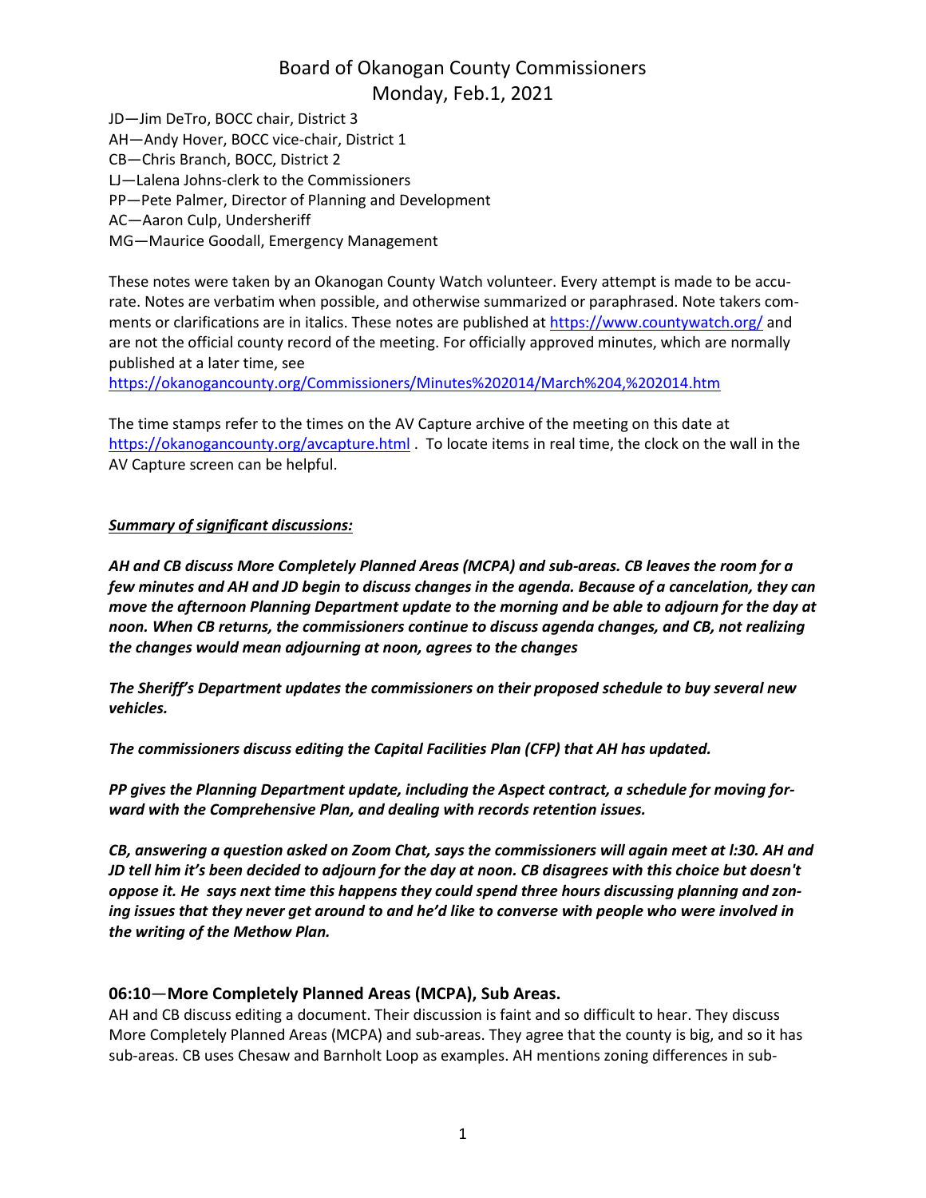# Board of Okanogan County Commissioners
## Monday, Feb.1, 2021

JD—Jim DeTro, BOCC chair, District 3
AH—Andy Hover, BOCC vice-chair, District 1
CB—Chris Branch, BOCC, District 2
LJ—Lalena Johns-clerk to the Commissioners
PP—Pete Palmer, Director of Planning and Development
AC—Aaron Culp, Undersheriff
MG—Maurice Goodall, Emergency Management

These notes were taken by an Okanogan County Watch volunteer. Every attempt is made to be accurate. Notes are verbatim when possible, and otherwise summarized or paraphrased. Note takers comments or clarifications are in italics. These notes are published at https://www.countywatch.org/ and are not the official county record of the meeting. For officially approved minutes, which are normally published at a later time, see https://okanogancounty.org/Commissioners/Minutes%202014/March%204,%202014.htm

The time stamps refer to the times on the AV Capture archive of the meeting on this date at https://okanogancounty.org/avcapture.html . To locate items in real time, the clock on the wall in the AV Capture screen can be helpful.

***Summary of significant discussions:***

***AH and CB discuss More Completely Planned Areas (MCPA) and sub-areas. CB leaves the room for a few minutes and AH and JD begin to discuss changes in the agenda. Because of a cancelation, they can move the afternoon Planning Department update to the morning and be able to adjourn for the day at noon. When CB returns, the commissioners continue to discuss agenda changes, and CB, not realizing the changes would mean adjourning at noon, agrees to the changes***

***The Sheriff's Department updates the commissioners on their proposed schedule to buy several new vehicles.***

***The commissioners discuss editing the Capital Facilities Plan (CFP) that AH has updated.***

***PP gives the Planning Department update, including the Aspect contract, a schedule for moving forward with the Comprehensive Plan, and dealing with records retention issues.***

***CB, answering a question asked on Zoom Chat, says the commissioners will again meet at l:30. AH and JD tell him it's been decided to adjourn for the day at noon. CB disagrees with this choice but doesn't oppose it. He says next time this happens they could spend three hours discussing planning and zoning issues that they never get around to and he'd like to converse with people who were involved in the writing of the Methow Plan.***

### 06:10—More Completely Planned Areas (MCPA), Sub Areas.

AH and CB discuss editing a document. Their discussion is faint and so difficult to hear. They discuss More Completely Planned Areas (MCPA) and sub-areas. They agree that the county is big, and so it has sub-areas. CB uses Chesaw and Barnholt Loop as examples. AH mentions zoning differences in sub-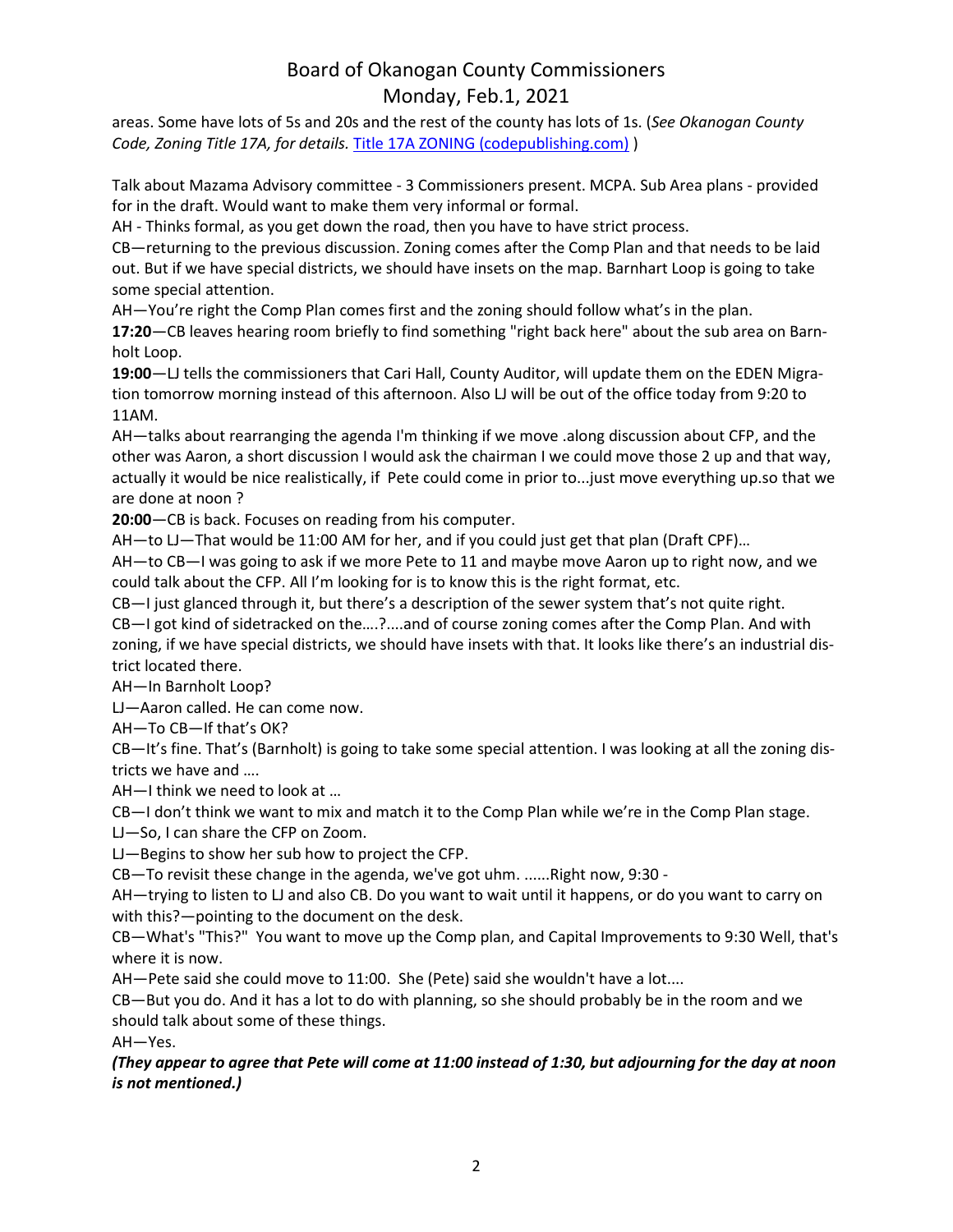areas. Some have lots of 5s and 20s and the rest of the county has lots of 1s. (*See Okanogan County Code, Zoning Title 17A, for details.* [Title 17A ZONING (codepublishing.com)](codepublishing.com) )

Talk about Mazama Advisory committee - 3 Commissioners present. MCPA. Sub Area plans - provided for in the draft. Would want to make them very informal or formal.

AH - Thinks formal, as you get down the road, then you have to have strict process.

CB—returning to the previous discussion. Zoning comes after the Comp Plan and that needs to be laid out. But if we have special districts, we should have insets on the map. Barnhart Loop is going to take some special attention.

AH—You're right the Comp Plan comes first and the zoning should follow what's in the plan.

**17:20**—CB leaves hearing room briefly to find something "right back here" about the sub area on Barnholt Loop.

**19:00**—LJ tells the commissioners that Cari Hall, County Auditor, will update them on the EDEN Migration tomorrow morning instead of this afternoon. Also LJ will be out of the office today from 9:20 to 11AM.

AH—talks about rearranging the agenda I'm thinking if we move .along discussion about CFP, and the other was Aaron, a short discussion I would ask the chairman I we could move those 2 up and that way, actually it would be nice realistically, if Pete could come in prior to...just move everything up.so that we are done at noon ?

**20:00**—CB is back. Focuses on reading from his computer.

AH—to LJ—That would be 11:00 AM for her, and if you could just get that plan (Draft CPF)…

AH—to CB—I was going to ask if we more Pete to 11 and maybe move Aaron up to right now, and we could talk about the CFP. All I'm looking for is to know this is the right format, etc.

CB—I just glanced through it, but there's a description of the sewer system that's not quite right.

CB—I got kind of sidetracked on the….?....and of course zoning comes after the Comp Plan. And with zoning, if we have special districts, we should have insets with that. It looks like there's an industrial district located there.

AH—In Barnholt Loop?

LJ—Aaron called. He can come now.

AH—To CB—If that's OK?

CB—It's fine. That's (Barnholt) is going to take some special attention. I was looking at all the zoning districts we have and ….

AH—I think we need to look at …

CB—I don't think we want to mix and match it to the Comp Plan while we're in the Comp Plan stage.

LJ—So, I can share the CFP on Zoom.

LJ—Begins to show her sub how to project the CFP.

CB—To revisit these change in the agenda, we've got uhm. ......Right now, 9:30 -

AH—trying to listen to LJ and also CB. Do you want to wait until it happens, or do you want to carry on with this?—pointing to the document on the desk.

CB—What's "This?" You want to move up the Comp plan, and Capital Improvements to 9:30 Well, that's where it is now.

AH—Pete said she could move to 11:00. She (Pete) said she wouldn't have a lot....

CB—But you do. And it has a lot to do with planning, so she should probably be in the room and we should talk about some of these things.

AH—Yes.

***(They appear to agree that Pete will come at 11:00 instead of 1:30, but adjourning for the day at noon is not mentioned.)***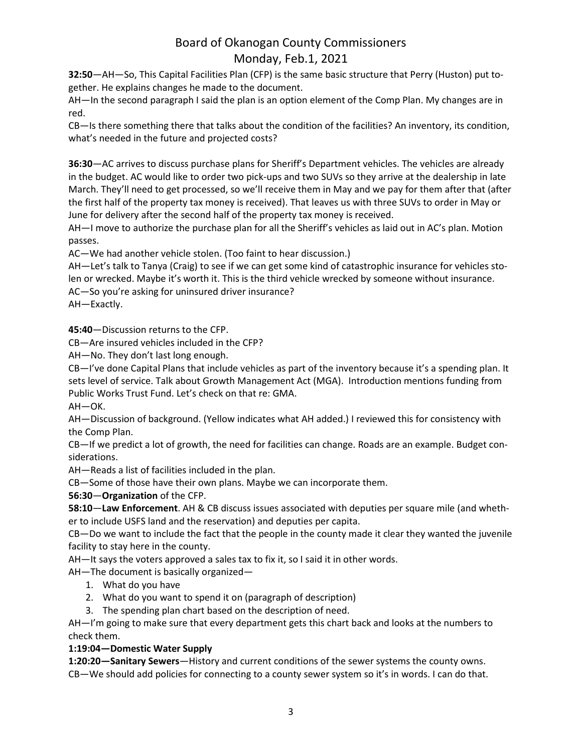**32:50**—AH—So, This Capital Facilities Plan (CFP) is the same basic structure that Perry (Huston) put together. He explains changes he made to the document.

AH—In the second paragraph I said the plan is an option element of the Comp Plan. My changes are in red.

CB—Is there something there that talks about the condition of the facilities? An inventory, its condition, what's needed in the future and projected costs?

**36:30**—AC arrives to discuss purchase plans for Sheriff's Department vehicles. The vehicles are already in the budget. AC would like to order two pick-ups and two SUVs so they arrive at the dealership in late March. They'll need to get processed, so we'll receive them in May and we pay for them after that (after the first half of the property tax money is received). That leaves us with three SUVs to order in May or June for delivery after the second half of the property tax money is received.

AH—I move to authorize the purchase plan for all the Sheriff's vehicles as laid out in AC's plan. Motion passes.

AC—We had another vehicle stolen. (Too faint to hear discussion.)

AH—Let's talk to Tanya (Craig) to see if we can get some kind of catastrophic insurance for vehicles stolen or wrecked. Maybe it's worth it. This is the third vehicle wrecked by someone without insurance.

AC—So you're asking for uninsured driver insurance?

AH—Exactly.

**45:40**—Discussion returns to the CFP.

CB—Are insured vehicles included in the CFP?

AH—No. They don't last long enough.

CB—I've done Capital Plans that include vehicles as part of the inventory because it's a spending plan. It sets level of service. Talk about Growth Management Act (MGA). Introduction mentions funding from Public Works Trust Fund. Let's check on that re: GMA.

AH—OK.

AH—Discussion of background. (Yellow indicates what AH added.) I reviewed this for consistency with the Comp Plan.

CB—If we predict a lot of growth, the need for facilities can change. Roads are an example. Budget considerations.

AH—Reads a list of facilities included in the plan.

CB—Some of those have their own plans. Maybe we can incorporate them.

**56:30**—**Organization** of the CFP.

**58:10**—**Law Enforcement**. AH & CB discuss issues associated with deputies per square mile (and whether to include USFS land and the reservation) and deputies per capita.

CB—Do we want to include the fact that the people in the county made it clear they wanted the juvenile facility to stay here in the county.

AH—It says the voters approved a sales tax to fix it, so I said it in other words.

AH—The document is basically organized—

1. What do you have
2. What do you want to spend it on (paragraph of description)
3. The spending plan chart based on the description of need.

AH—I'm going to make sure that every department gets this chart back and looks at the numbers to check them.

**1:19:04—Domestic Water Supply**

**1:20:20—Sanitary Sewers**—History and current conditions of the sewer systems the county owns.

CB—We should add policies for connecting to a county sewer system so it's in words. I can do that.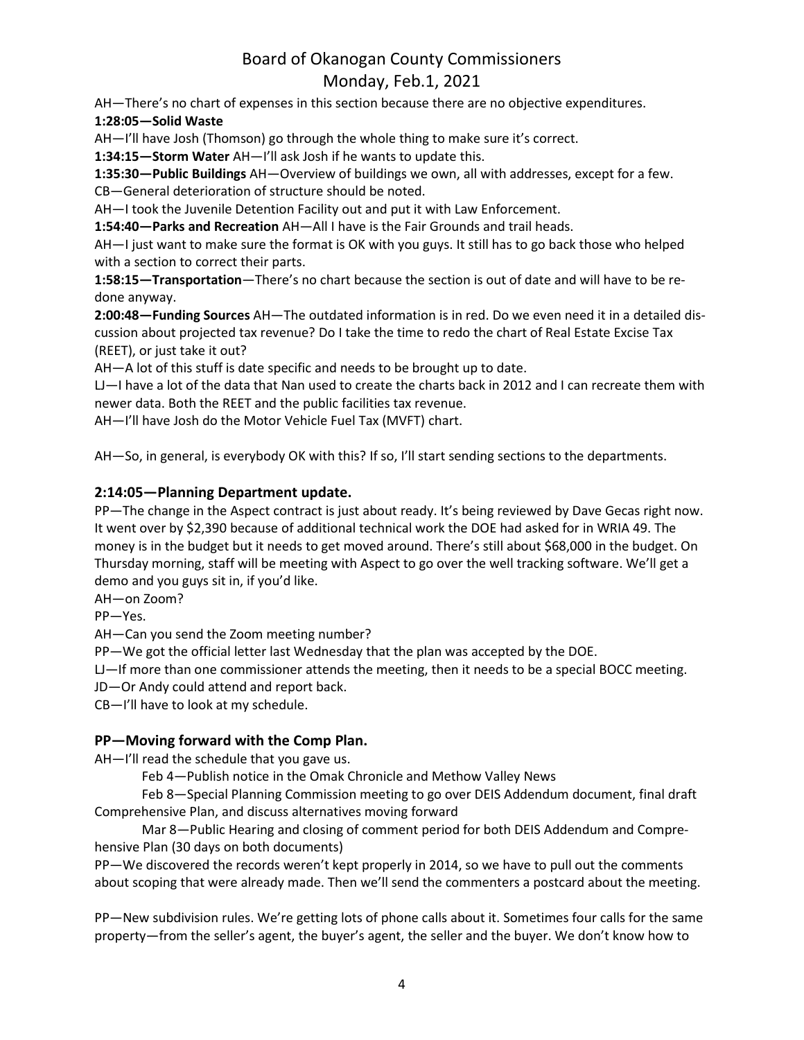AH—There's no chart of expenses in this section because there are no objective expenditures.

**1:28:05—Solid Waste**

AH—I'll have Josh (Thomson) go through the whole thing to make sure it's correct.

**1:34:15—Storm Water** AH—I'll ask Josh if he wants to update this.

**1:35:30—Public Buildings** AH—Overview of buildings we own, all with addresses, except for a few.

CB—General deterioration of structure should be noted.

AH—I took the Juvenile Detention Facility out and put it with Law Enforcement.

**1:54:40—Parks and Recreation** AH—All I have is the Fair Grounds and trail heads.

AH—I just want to make sure the format is OK with you guys. It still has to go back those who helped with a section to correct their parts.

**1:58:15—Transportation**—There's no chart because the section is out of date and will have to be re-done anyway.

**2:00:48—Funding Sources** AH—The outdated information is in red. Do we even need it in a detailed discussion about projected tax revenue? Do I take the time to redo the chart of Real Estate Excise Tax (REET), or just take it out?

AH—A lot of this stuff is date specific and needs to be brought up to date.

LJ—I have a lot of the data that Nan used to create the charts back in 2012 and I can recreate them with newer data. Both the REET and the public facilities tax revenue.

AH—I'll have Josh do the Motor Vehicle Fuel Tax (MVFT) chart.

AH—So, in general, is everybody OK with this? If so, I'll start sending sections to the departments.

## 2:14:05—Planning Department update.

PP—The change in the Aspect contract is just about ready. It's being reviewed by Dave Gecas right now. It went over by $2,390 because of additional technical work the DOE had asked for in WRIA 49. The money is in the budget but it needs to get moved around. There's still about $68,000 in the budget. On Thursday morning, staff will be meeting with Aspect to go over the well tracking software. We'll get a demo and you guys sit in, if you'd like.

AH—on Zoom?

PP—Yes.

AH—Can you send the Zoom meeting number?

PP—We got the official letter last Wednesday that the plan was accepted by the DOE.

LJ—If more than one commissioner attends the meeting, then it needs to be a special BOCC meeting.

JD—Or Andy could attend and report back.

CB—I'll have to look at my schedule.

## PP—Moving forward with the Comp Plan.

AH—I'll read the schedule that you gave us.

Feb 4—Publish notice in the Omak Chronicle and Methow Valley News

Feb 8—Special Planning Commission meeting to go over DEIS Addendum document, final draft Comprehensive Plan, and discuss alternatives moving forward

Mar 8—Public Hearing and closing of comment period for both DEIS Addendum and Comprehensive Plan (30 days on both documents)

PP—We discovered the records weren't kept properly in 2014, so we have to pull out the comments about scoping that were already made. Then we'll send the commenters a postcard about the meeting.

PP—New subdivision rules. We're getting lots of phone calls about it. Sometimes four calls for the same property—from the seller's agent, the buyer's agent, the seller and the buyer. We don't know how to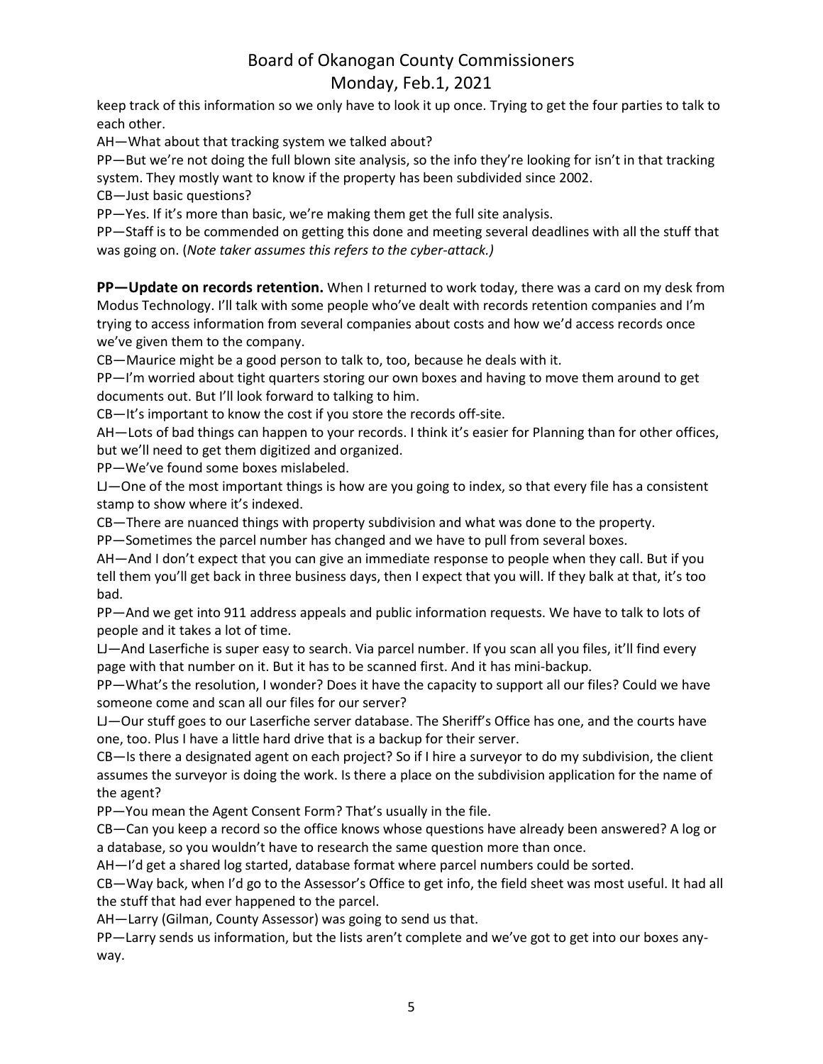keep track of this information so we only have to look it up once. Trying to get the four parties to talk to each other.

AH—What about that tracking system we talked about?

PP—But we're not doing the full blown site analysis, so the info they're looking for isn't in that tracking system. They mostly want to know if the property has been subdivided since 2002.

CB—Just basic questions?

PP—Yes. If it's more than basic, we're making them get the full site analysis.

PP—Staff is to be commended on getting this done and meeting several deadlines with all the stuff that was going on. (*Note taker assumes this refers to the cyber-attack.)*

**PP—Update on records retention.** When I returned to work today, there was a card on my desk from Modus Technology. I'll talk with some people who've dealt with records retention companies and I'm trying to access information from several companies about costs and how we'd access records once we've given them to the company.

CB—Maurice might be a good person to talk to, too, because he deals with it.

PP—I'm worried about tight quarters storing our own boxes and having to move them around to get documents out. But I'll look forward to talking to him.

CB—It's important to know the cost if you store the records off-site.

AH—Lots of bad things can happen to your records. I think it's easier for Planning than for other offices, but we'll need to get them digitized and organized.

PP—We've found some boxes mislabeled.

LJ—One of the most important things is how are you going to index, so that every file has a consistent stamp to show where it's indexed.

CB—There are nuanced things with property subdivision and what was done to the property.

PP—Sometimes the parcel number has changed and we have to pull from several boxes.

AH—And I don't expect that you can give an immediate response to people when they call. But if you tell them you'll get back in three business days, then I expect that you will. If they balk at that, it's too bad.

PP—And we get into 911 address appeals and public information requests. We have to talk to lots of people and it takes a lot of time.

LJ—And Laserfiche is super easy to search. Via parcel number. If you scan all you files, it'll find every page with that number on it. But it has to be scanned first. And it has mini-backup.

PP—What's the resolution, I wonder? Does it have the capacity to support all our files? Could we have someone come and scan all our files for our server?

LJ—Our stuff goes to our Laserfiche server database. The Sheriff's Office has one, and the courts have one, too. Plus I have a little hard drive that is a backup for their server.

CB—Is there a designated agent on each project? So if I hire a surveyor to do my subdivision, the client assumes the surveyor is doing the work. Is there a place on the subdivision application for the name of the agent?

PP—You mean the Agent Consent Form? That's usually in the file.

CB—Can you keep a record so the office knows whose questions have already been answered? A log or a database, so you wouldn't have to research the same question more than once.

AH—I'd get a shared log started, database format where parcel numbers could be sorted.

CB—Way back, when I'd go to the Assessor's Office to get info, the field sheet was most useful. It had all the stuff that had ever happened to the parcel.

AH—Larry (Gilman, County Assessor) was going to send us that.

PP—Larry sends us information, but the lists aren't complete and we've got to get into our boxes any-way.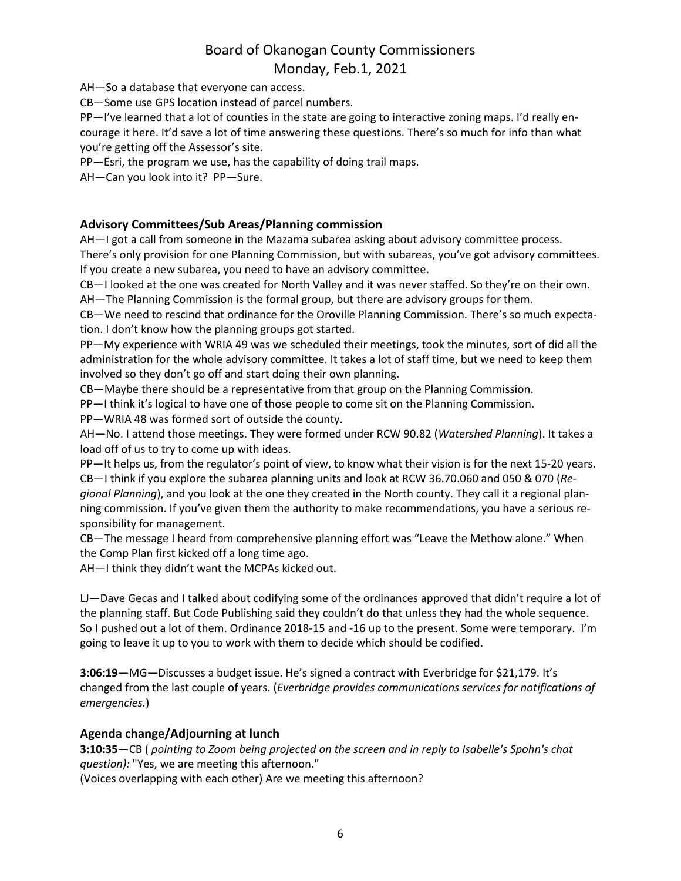AH—So a database that everyone can access.

CB—Some use GPS location instead of parcel numbers.

PP—I've learned that a lot of counties in the state are going to interactive zoning maps. I'd really encourage it here. It'd save a lot of time answering these questions. There's so much for info than what you're getting off the Assessor's site.

PP—Esri, the program we use, has the capability of doing trail maps.

AH—Can you look into it? PP—Sure.

## Advisory Committees/Sub Areas/Planning commission

AH—I got a call from someone in the Mazama subarea asking about advisory committee process. There's only provision for one Planning Commission, but with subareas, you've got advisory committees. If you create a new subarea, you need to have an advisory committee.

CB—I looked at the one was created for North Valley and it was never staffed. So they're on their own.

AH—The Planning Commission is the formal group, but there are advisory groups for them.

CB—We need to rescind that ordinance for the Oroville Planning Commission. There's so much expectation. I don't know how the planning groups got started.

PP—My experience with WRIA 49 was we scheduled their meetings, took the minutes, sort of did all the administration for the whole advisory committee. It takes a lot of staff time, but we need to keep them involved so they don't go off and start doing their own planning.

CB—Maybe there should be a representative from that group on the Planning Commission.

PP—I think it's logical to have one of those people to come sit on the Planning Commission.

PP—WRIA 48 was formed sort of outside the county.

AH—No. I attend those meetings. They were formed under RCW 90.82 (*Watershed Planning*). It takes a load off of us to try to come up with ideas.

PP—It helps us, from the regulator's point of view, to know what their vision is for the next 15-20 years.

CB—I think if you explore the subarea planning units and look at RCW 36.70.060 and 050 & 070 (*Regional Planning*), and you look at the one they created in the North county. They call it a regional planning commission. If you've given them the authority to make recommendations, you have a serious responsibility for management.

CB—The message I heard from comprehensive planning effort was "Leave the Methow alone." When the Comp Plan first kicked off a long time ago.

AH—I think they didn't want the MCPAs kicked out.

LJ—Dave Gecas and I talked about codifying some of the ordinances approved that didn't require a lot of the planning staff. But Code Publishing said they couldn't do that unless they had the whole sequence. So I pushed out a lot of them. Ordinance 2018-15 and -16 up to the present. Some were temporary. I'm going to leave it up to you to work with them to decide which should be codified.

**3:06:19**—MG—Discusses a budget issue. He's signed a contract with Everbridge for $21,179. It's changed from the last couple of years. (*Everbridge provides communications services for notifications of emergencies.*)

## Agenda change/Adjourning at lunch

**3:10:35**—CB ( *pointing to Zoom being projected on the screen and in reply to Isabelle's Spohn's chat question):* "Yes, we are meeting this afternoon."

(Voices overlapping with each other) Are we meeting this afternoon?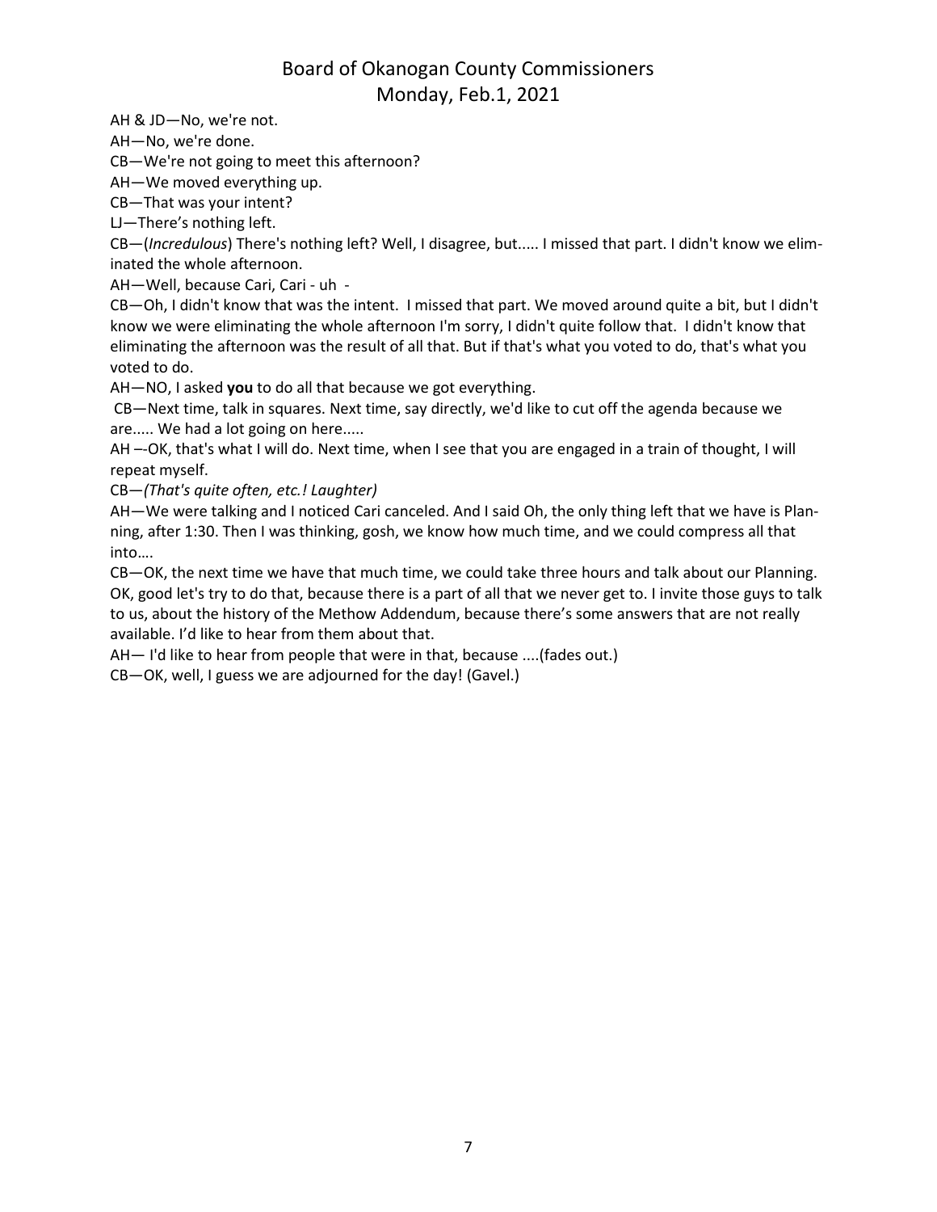AH & JD—No, we're not.

AH—No, we're done.

CB—We're not going to meet this afternoon?

AH—We moved everything up.

CB—That was your intent?

LJ—There's nothing left.

CB—(*Incredulous*) There's nothing left? Well, I disagree, but..... I missed that part. I didn't know we eliminated the whole afternoon.

AH—Well, because Cari, Cari - uh -

CB—Oh, I didn't know that was the intent. I missed that part. We moved around quite a bit, but I didn't know we were eliminating the whole afternoon I'm sorry, I didn't quite follow that. I didn't know that eliminating the afternoon was the result of all that. But if that's what you voted to do, that's what you voted to do.

AH—NO, I asked **you** to do all that because we got everything.

CB—Next time, talk in squares. Next time, say directly, we'd like to cut off the agenda because we are..... We had a lot going on here.....

AH –-OK, that's what I will do. Next time, when I see that you are engaged in a train of thought, I will repeat myself.

CB—*(That's quite often, etc.! Laughter)*

AH—We were talking and I noticed Cari canceled. And I said Oh, the only thing left that we have is Planning, after 1:30. Then I was thinking, gosh, we know how much time, and we could compress all that into….

CB—OK, the next time we have that much time, we could take three hours and talk about our Planning. OK, good let's try to do that, because there is a part of all that we never get to. I invite those guys to talk to us, about the history of the Methow Addendum, because there's some answers that are not really available. I'd like to hear from them about that.

AH— I'd like to hear from people that were in that, because ....(fades out.)

CB—OK, well, I guess we are adjourned for the day! (Gavel.)